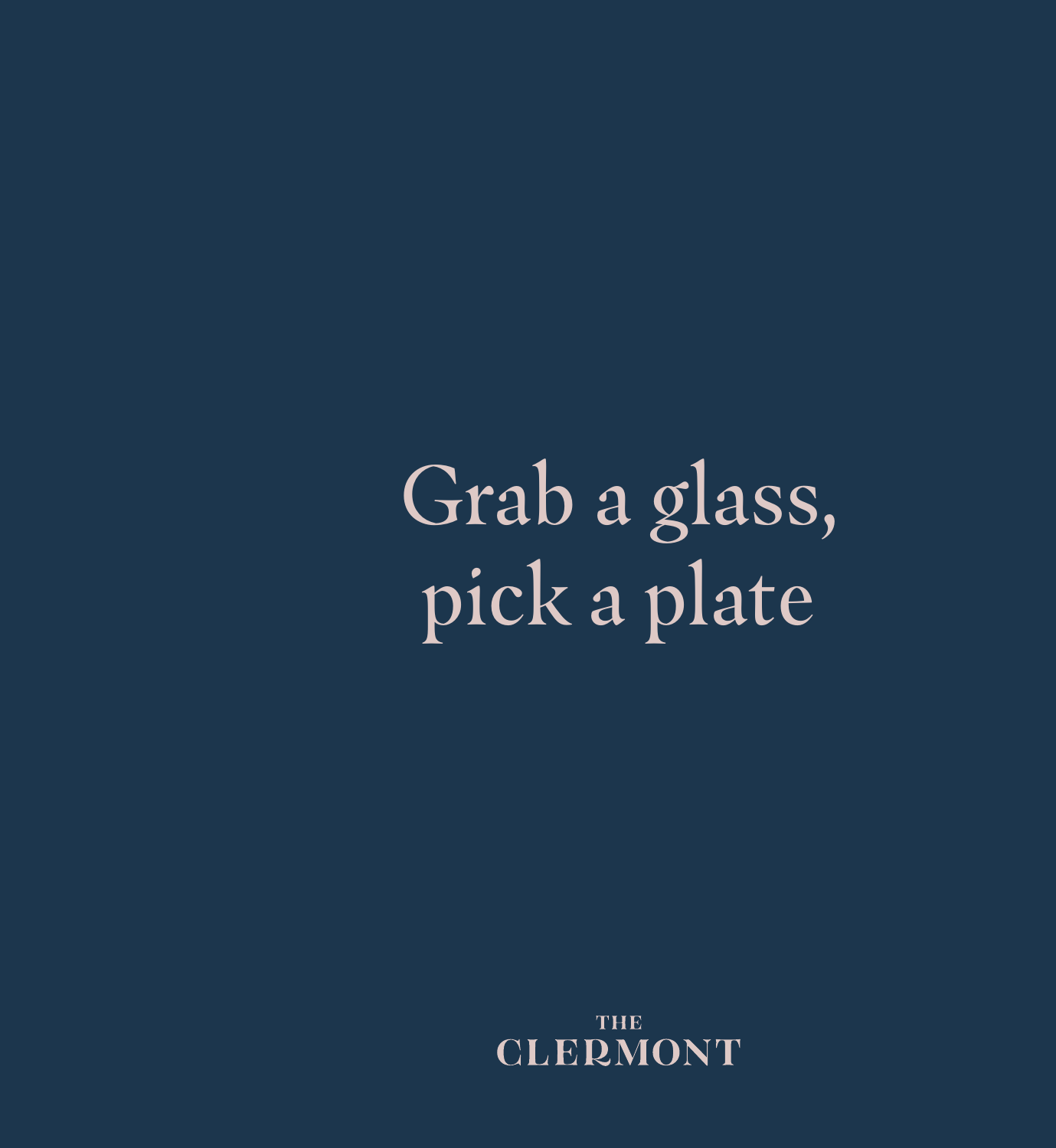# Grab a glass, pick a plate

THE CLERMONT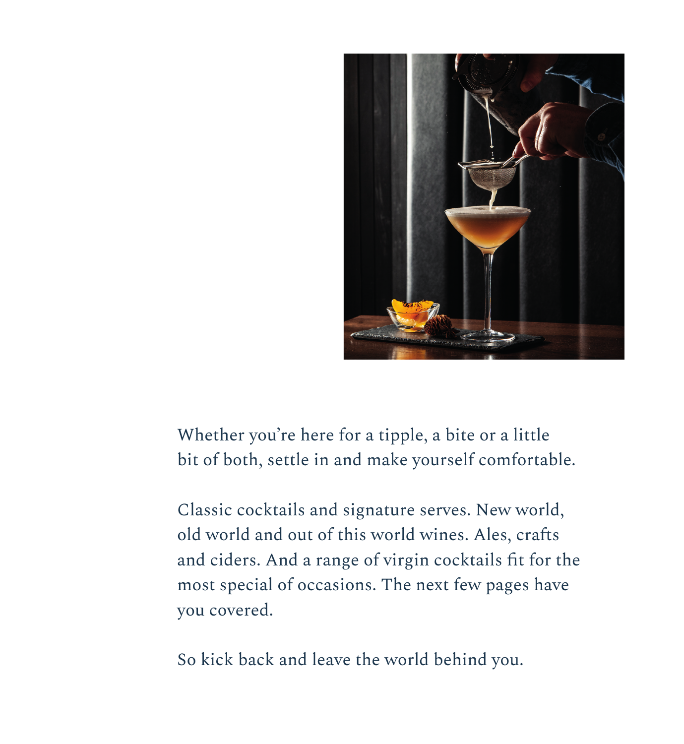Whether you're here for a tipple, a bite or a little bit of both, settle in and make yourself comfortable.

Classic cocktails and signature serves. New world, old world and out of this world wines. Ales, crafts and ciders. And a range of virgin cocktails fit for the most special of occasions. The next few pages have you covered.

So kick back and leave the world behind you.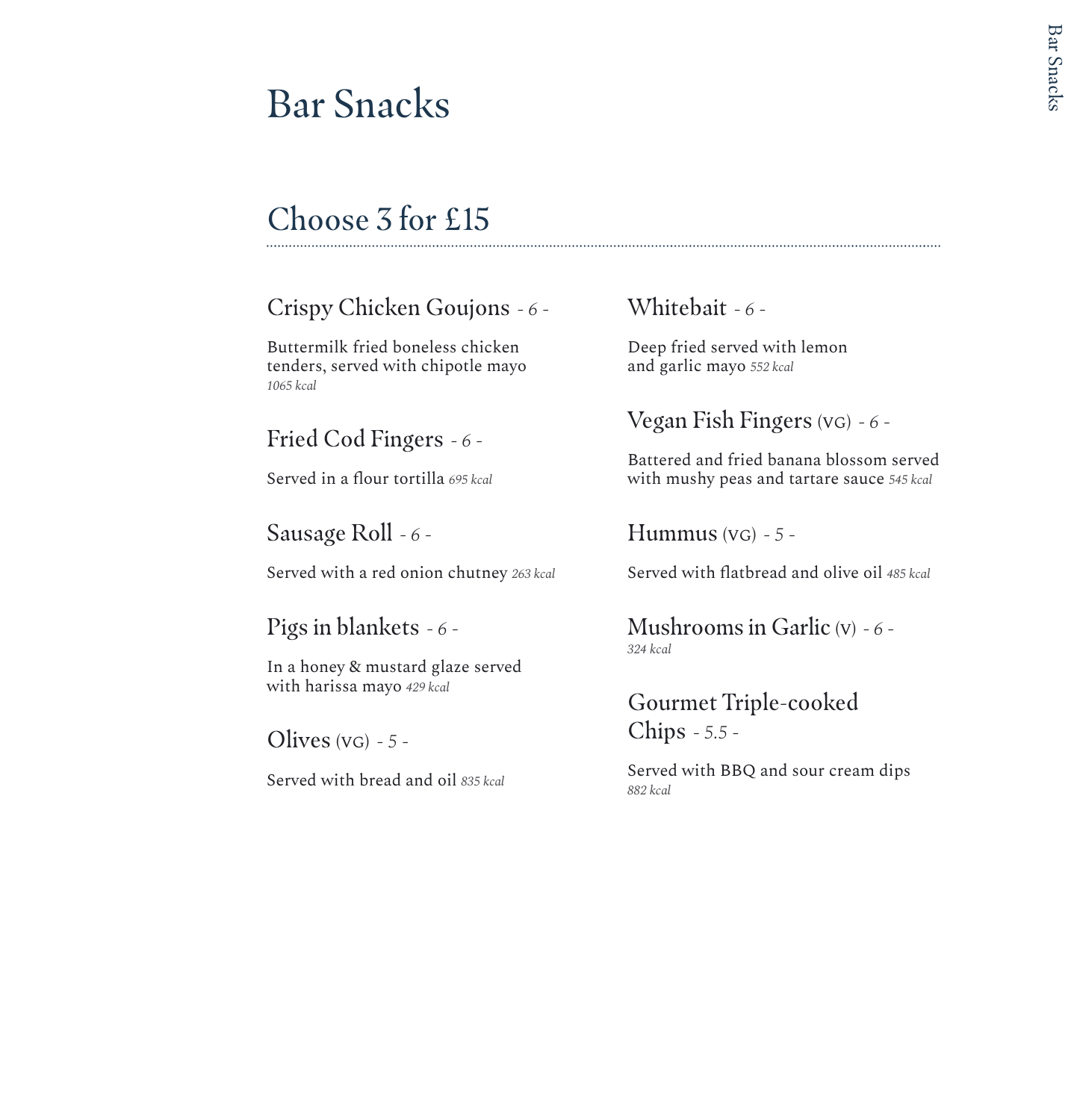# Bar Snacks

## Choose 3 for £15

### Crispy Chicken Goujons - *6* -

Buttermilk fried boneless chicken tenders, served with chipotle mayo *1065 kcal*

### Fried Cod Fingers - *6* -

Served in a flour tortilla *695 kcal*

### Sausage Roll - *6* -

Served with a red onion chutney *263 kcal*

### Pigs in blankets - *6* -

In a honey & mustard glaze served with harissa mayo *429 kcal*

### Olives (VG) - *5* -

Served with bread and oil *835 kcal*

### Whitebait - *6* -

Deep fried served with lemon and garlic mayo *552 kcal*

### Vegan Fish Fingers (VG) - *6* -

Battered and fried banana blossom served with mushy peas and tartare sauce *545 kcal*

### Hummus (VG) - *5* -

Served with flatbread and olive oil *485 kcal*

### Mushrooms in Garlic (V) - *6* -

*324 kcal*

### Gourmet Triple-cooked Chips - *5.5* -

Served with BBQ and sour cream dips *882 kcal*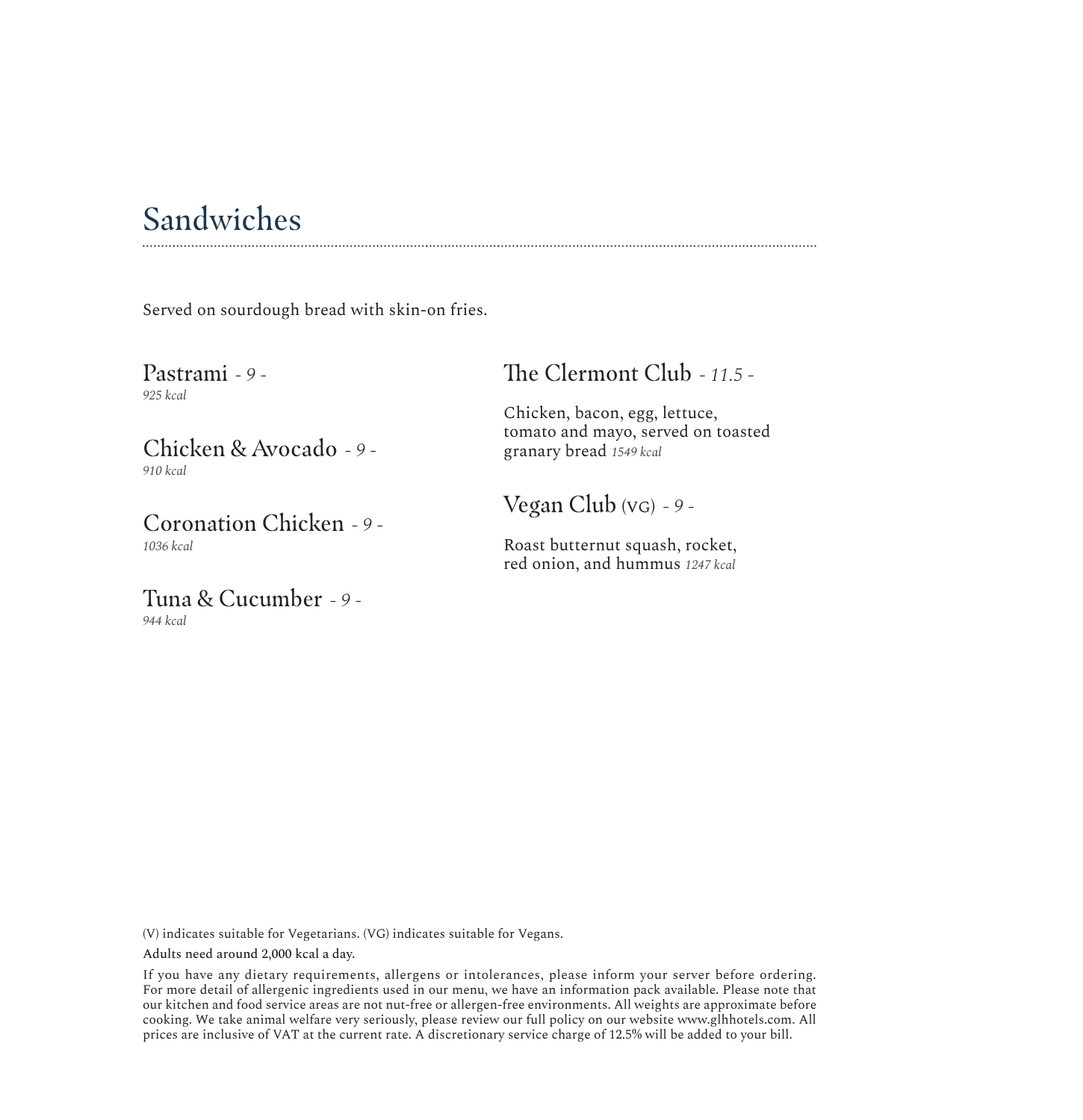# Sandwiches

Served on sourdough bread with skin-on fries.

## Pastrami - *9* -
*925 kcal*

## Chicken & Avocado - *9* -
*910 kcal*

## Coronation Chicken - *9* -
*1036 kcal*

## Tuna & Cucumber - *9* -
*944 kcal*

## The Clermont Club - *11.5* -

Chicken, bacon, egg, lettuce, tomato and mayo, served on toasted granary bread *1549 kcal*

## Vegan Club (VG) - *9* -

Roast butternut squash, rocket, red onion, and hummus *1247 kcal*

(V) indicates suitable for Vegetarians. (VG) indicates suitable for Vegans.

Adults need around 2,000 kcal a day.

If you have any dietary requirements, allergens or intolerances, please inform your server before ordering. For more detail of allergenic ingredients used in our menu, we have an information pack available. Please note that our kitchen and food service areas are not nut-free or allergen-free environments. All weights are approximate before cooking. We take animal welfare very seriously, please review our full policy on our website www.glhhotels.com. All prices are inclusive of VAT at the current rate. A discretionary service charge of 12.5% will be added to your bill.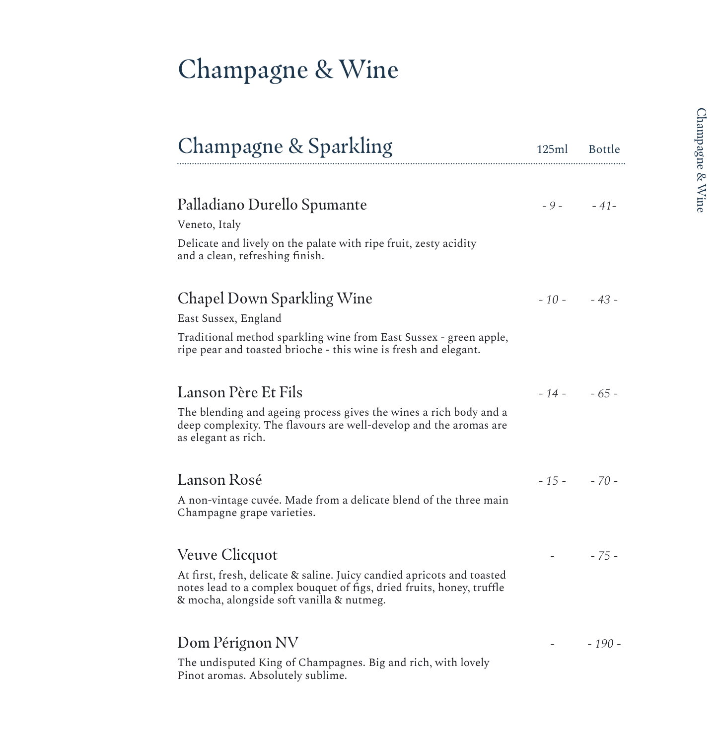# Champagne & Wine

## Champagne & Sparkling

| | 125ml | Bottle |
|---|---|---|
| **Palladiano Durello Spumante**<br>Veneto, Italy<br>Delicate and lively on the palate with ripe fruit, zesty acidity and a clean, refreshing finish. | *- 9 -* | *- 41-* |
| **Chapel Down Sparkling Wine**<br>East Sussex, England<br>Traditional method sparkling wine from East Sussex - green apple, ripe pear and toasted brioche - this wine is fresh and elegant. | *- 10 -* | *- 43 -* |
| **Lanson Père Et Fils**<br>The blending and ageing process gives the wines a rich body and a deep complexity. The flavours are well-develop and the aromas are as elegant as rich. | *- 14 -* | *- 65 -* |
| **Lanson Rosé**<br>A non-vintage cuvée. Made from a delicate blend of the three main Champagne grape varieties. | *- 15 -* | *- 70 -* |
| **Veuve Clicquot**<br>At first, fresh, delicate & saline. Juicy candied apricots and toasted notes lead to a complex bouquet of figs, dried fruits, honey, truffle & mocha, alongside soft vanilla & nutmeg. | - | *- 75 -* |
| **Dom Pérignon NV**<br>The undisputed King of Champagnes. Big and rich, with lovely Pinot aromas. Absolutely sublime. | - | *- 190 -* |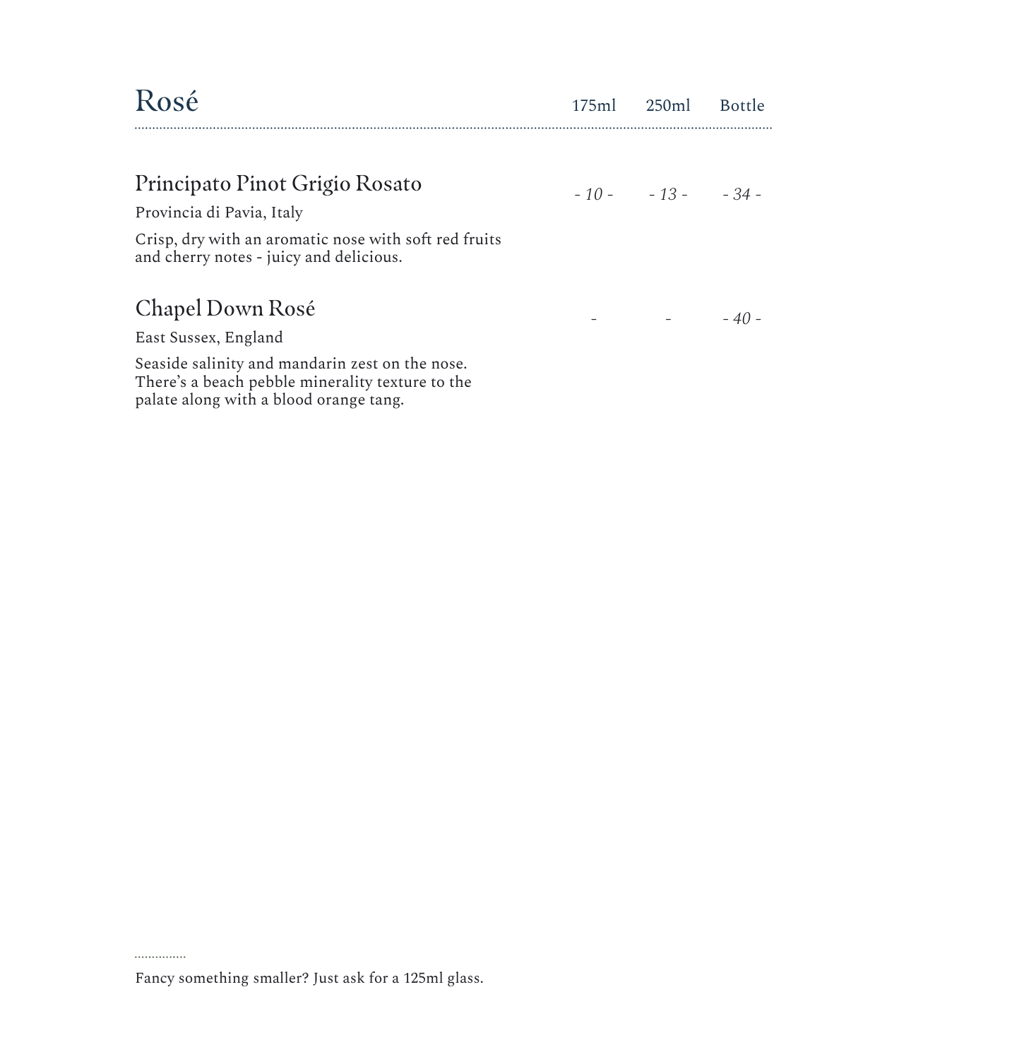# Rosé

| | 175ml | 250ml | Bottle |
|---|---|---|---|
| **Principato Pinot Grigio Rosato**<br>Provincia di Pavia, Italy<br>Crisp, dry with an aromatic nose with soft red fruits and cherry notes - juicy and delicious. | *- 10 -* | *- 13 -* | *- 34 -* |
| **Chapel Down Rosé**<br>East Sussex, England<br>Seaside salinity and mandarin zest on the nose. There's a beach pebble minerality texture to the palate along with a blood orange tang. | - | - | *- 40 -* |

Fancy something smaller? Just ask for a 125ml glass.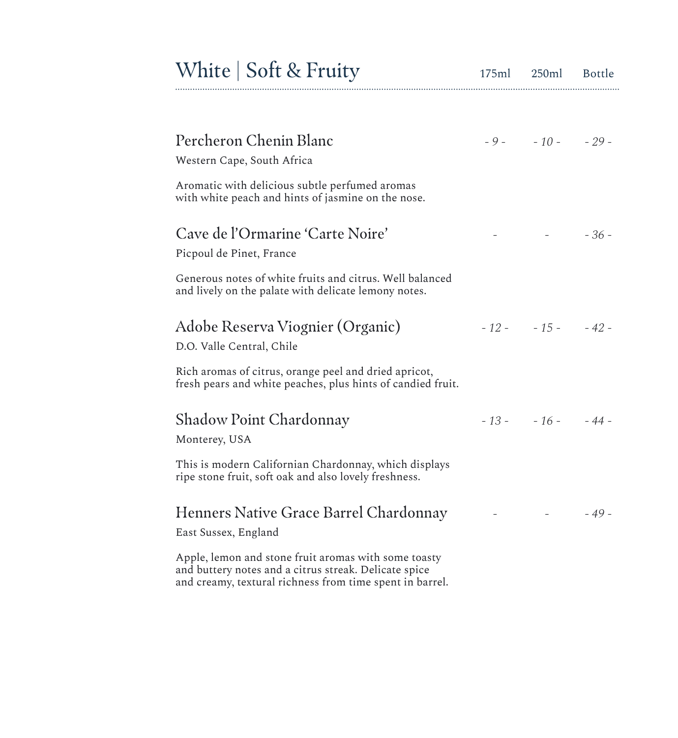## White | Soft & Fruity

| | 175ml | 250ml | Bottle |
|---|---|---|---|
| **Percheron Chenin Blanc** | - 9 - | - 10 - | - 29 - |
| **Cave de l'Ormarine 'Carte Noire'** | - | - | - 36 - |
| **Adobe Reserva Viognier (Organic)** | - 12 - | - 15 - | - 42 - |
| **Shadow Point Chardonnay** | - 13 - | - 16 - | - 44 - |
| **Henners Native Grace Barrel Chardonnay** | - | - | - 49 - |

### Percheron Chenin Blanc

Western Cape, South Africa

Aromatic with delicious subtle perfumed aromas with white peach and hints of jasmine on the nose.

### Cave de l'Ormarine 'Carte Noire'

Picpoul de Pinet, France

Generous notes of white fruits and citrus. Well balanced and lively on the palate with delicate lemony notes.

### Adobe Reserva Viognier (Organic)

D.O. Valle Central, Chile

Rich aromas of citrus, orange peel and dried apricot, fresh pears and white peaches, plus hints of candied fruit.

### Shadow Point Chardonnay

Monterey, USA

This is modern Californian Chardonnay, which displays ripe stone fruit, soft oak and also lovely freshness.

### Henners Native Grace Barrel Chardonnay

East Sussex, England

Apple, lemon and stone fruit aromas with some toasty and buttery notes and a citrus streak. Delicate spice and creamy, textural richness from time spent in barrel.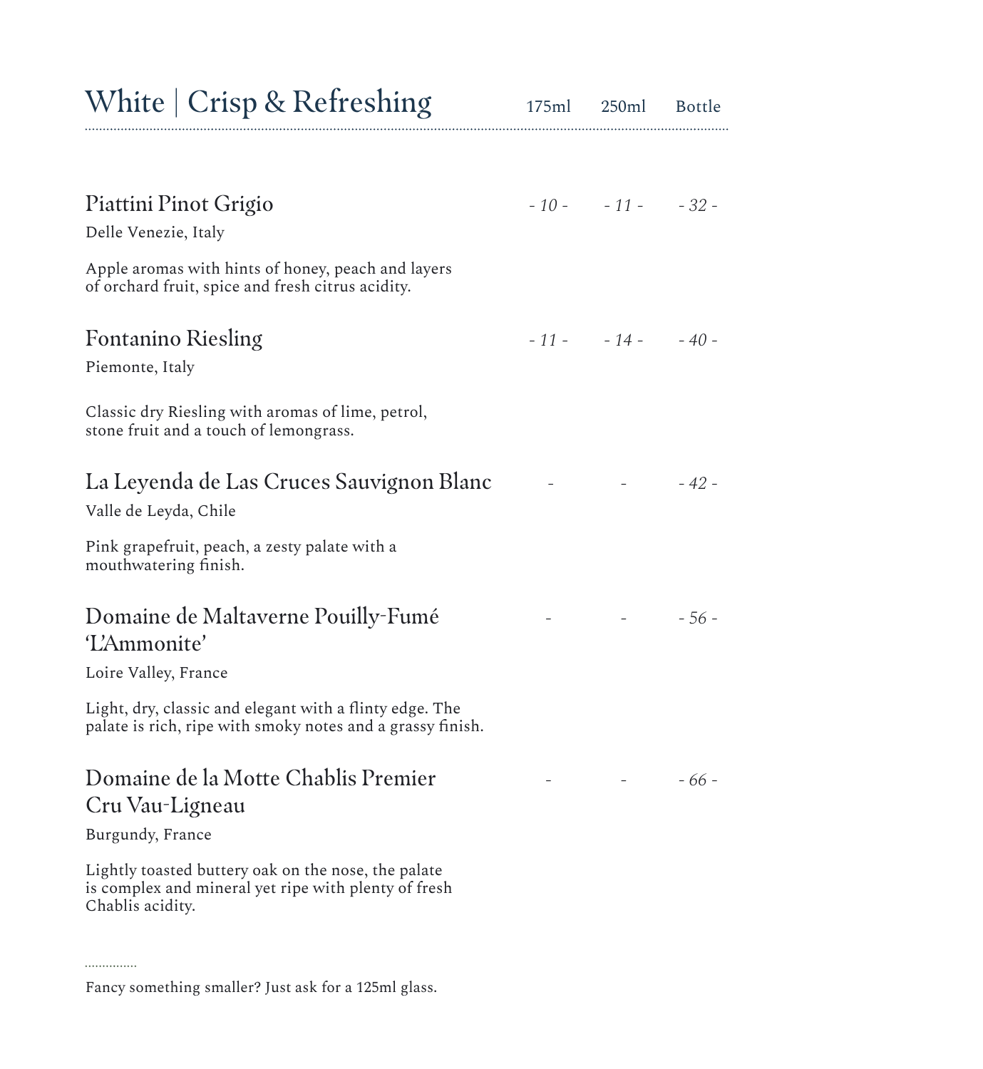## White | Crisp & Refreshing

| Wine | 175ml | 250ml | Bottle |
|---|---|---|---|
| **Piattini Pinot Grigio**<br>Delle Venezie, Italy<br>Apple aromas with hints of honey, peach and layers of orchard fruit, spice and fresh citrus acidity. | - 10 - | - 11 - | - 32 - |
| **Fontanino Riesling**<br>Piemonte, Italy<br>Classic dry Riesling with aromas of lime, petrol, stone fruit and a touch of lemongrass. | - 11 - | - 14 - | - 40 - |
| **La Leyenda de Las Cruces Sauvignon Blanc**<br>Valle de Leyda, Chile<br>Pink grapefruit, peach, a zesty palate with a mouthwatering finish. | - | - | - 42 - |
| **Domaine de Maltaverne Pouilly-Fumé 'L'Ammonite'**<br>Loire Valley, France<br>Light, dry, classic and elegant with a flinty edge. The palate is rich, ripe with smoky notes and a grassy finish. | - | - | - 56 - |
| **Domaine de la Motte Chablis Premier Cru Vau-Ligneau**<br>Burgundy, France<br>Lightly toasted buttery oak on the nose, the palate is complex and mineral yet ripe with plenty of fresh Chablis acidity. | - | - | - 66 - |

Fancy something smaller? Just ask for a 125ml glass.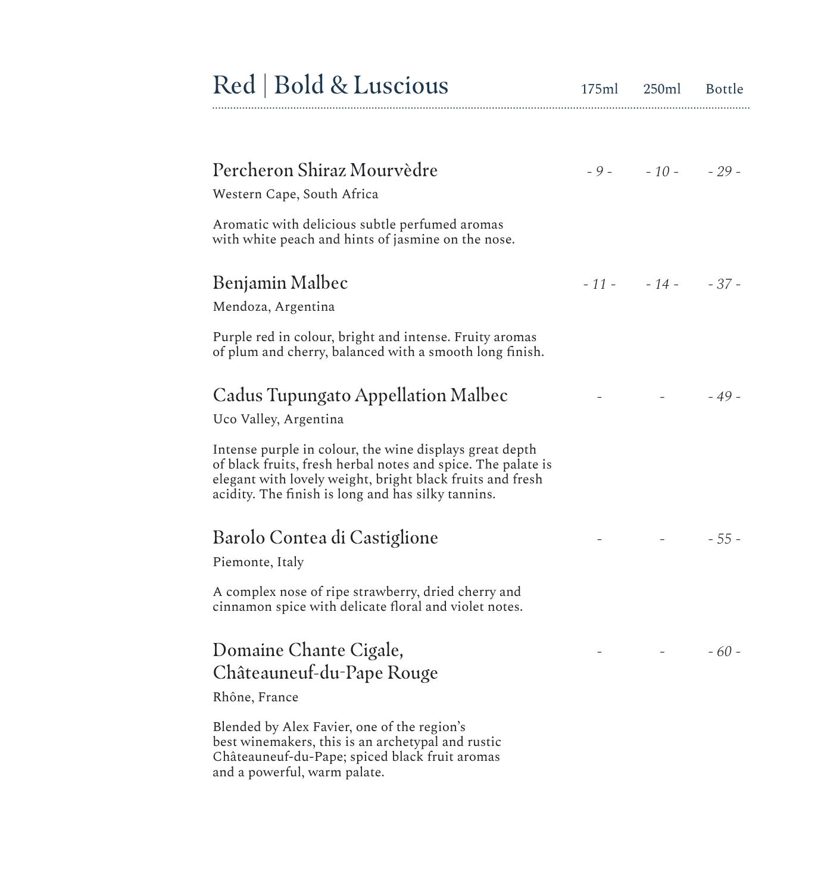# Red | Bold & Luscious

| | 175ml | 250ml | Bottle |
|---|---|---|---|
| **Percheron Shiraz Mourvèdre**<br>Western Cape, South Africa<br>Aromatic with delicious subtle perfumed aromas with white peach and hints of jasmine on the nose. | *- 9 -* | *- 10 -* | *- 29 -* |
| **Benjamin Malbec**<br>Mendoza, Argentina<br>Purple red in colour, bright and intense. Fruity aromas of plum and cherry, balanced with a smooth long finish. | *- 11 -* | *- 14 -* | *- 37 -* |
| **Cadus Tupungato Appellation Malbec**<br>Uco Valley, Argentina<br>Intense purple in colour, the wine displays great depth of black fruits, fresh herbal notes and spice. The palate is elegant with lovely weight, bright black fruits and fresh acidity. The finish is long and has silky tannins. | - | - | *- 49 -* |
| **Barolo Contea di Castiglione**<br>Piemonte, Italy<br>A complex nose of ripe strawberry, dried cherry and cinnamon spice with delicate floral and violet notes. | - | - | *- 55 -* |
| **Domaine Chante Cigale, Châteauneuf-du-Pape Rouge**<br>Rhône, France<br>Blended by Alex Favier, one of the region's best winemakers, this is an archetypal and rustic Châteauneuf-du-Pape; spiced black fruit aromas and a powerful, warm palate. | - | - | *- 60 -* |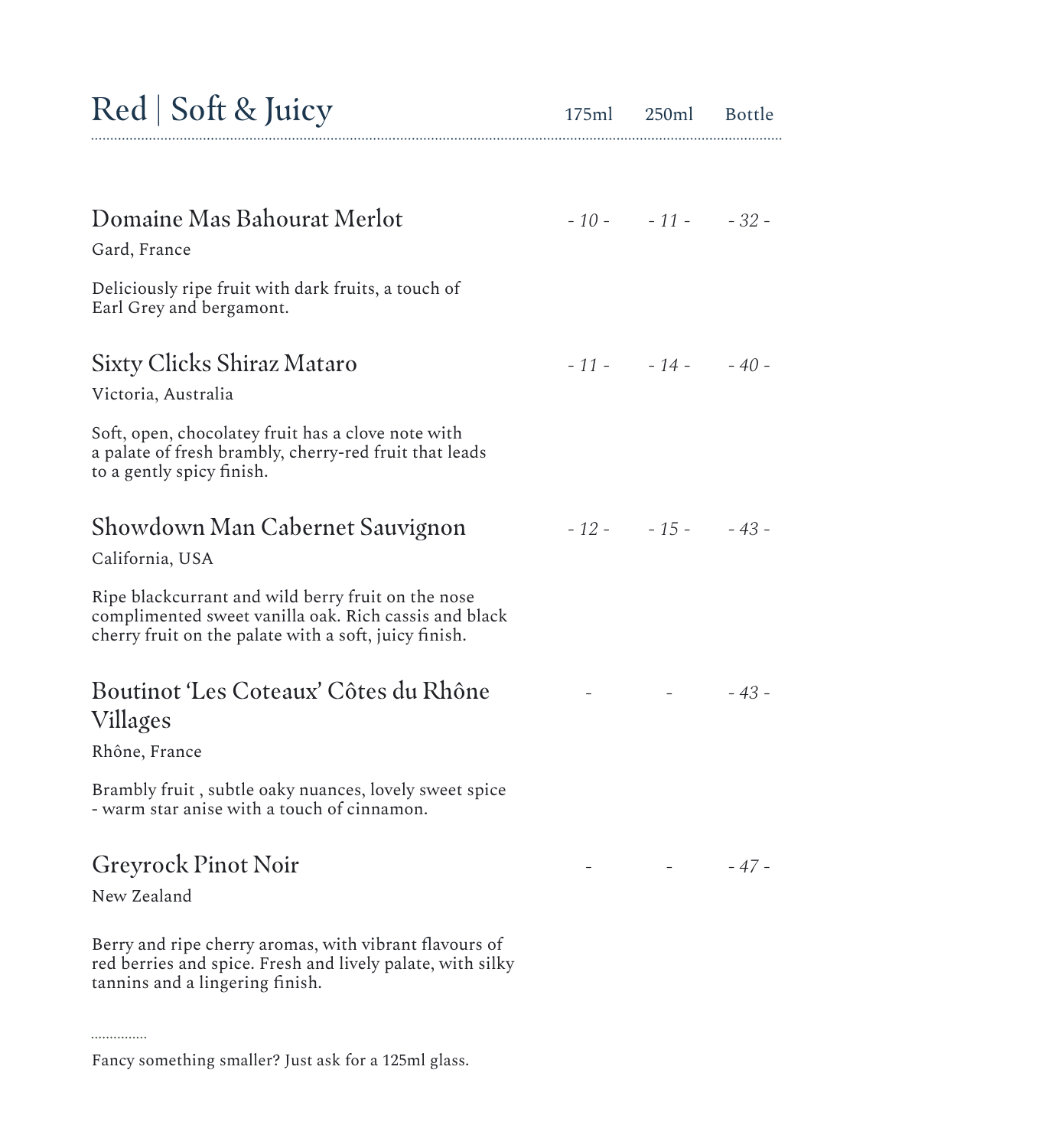# Red | Soft & Juicy

| | 175ml | 250ml | Bottle |
|---|---|---|---|
| **Domaine Mas Bahourat Merlot** | *- 10 -* | *- 11 -* | *- 32 -* |
| **Sixty Clicks Shiraz Mataro** | *- 11 -* | *- 14 -* | *- 40 -* |
| **Showdown Man Cabernet Sauvignon** | *- 12 -* | *- 15 -* | *- 43 -* |
| **Boutinot 'Les Coteaux' Côtes du Rhône Villages** | - | - | *- 43 -* |
| **Greyrock Pinot Noir** | - | - | *- 47 -* |

## Domaine Mas Bahourat Merlot

Gard, France

Deliciously ripe fruit with dark fruits, a touch of Earl Grey and bergamont.

## Sixty Clicks Shiraz Mataro

Victoria, Australia

Soft, open, chocolatey fruit has a clove note with a palate of fresh brambly, cherry-red fruit that leads to a gently spicy finish.

## Showdown Man Cabernet Sauvignon

California, USA

Ripe blackcurrant and wild berry fruit on the nose complimented sweet vanilla oak. Rich cassis and black cherry fruit on the palate with a soft, juicy finish.

## Boutinot 'Les Coteaux' Côtes du Rhône Villages

Rhône, France

Brambly fruit , subtle oaky nuances, lovely sweet spice - warm star anise with a touch of cinnamon.

## Greyrock Pinot Noir

New Zealand

Berry and ripe cherry aromas, with vibrant flavours of red berries and spice. Fresh and lively palate, with silky tannins and a lingering finish.

---

Fancy something smaller? Just ask for a 125ml glass.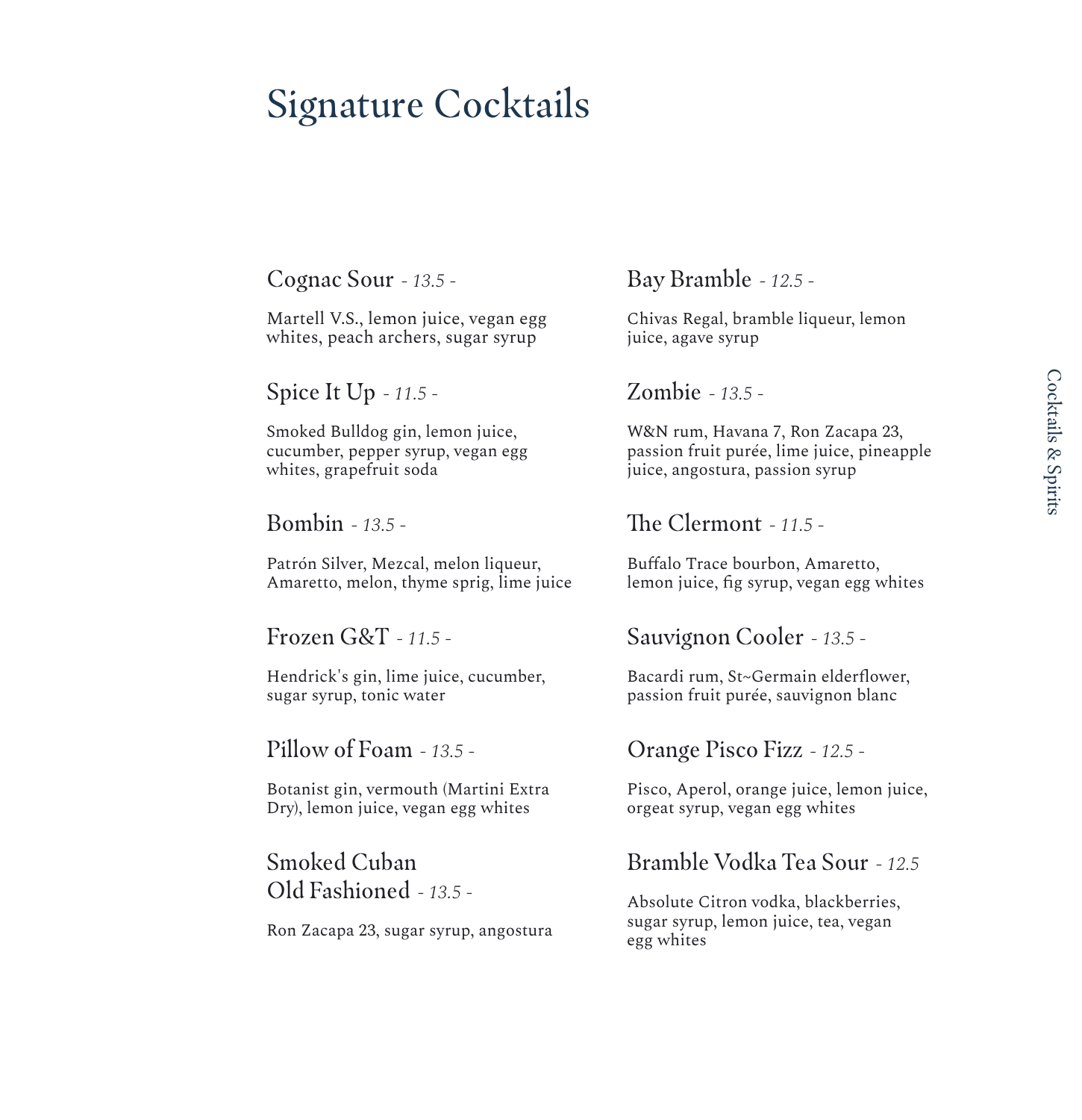# Signature Cocktails

## Cognac Sour *- 13.5 -*

Martell V.S., lemon juice, vegan egg whites, peach archers, sugar syrup

## Spice It Up *- 11.5 -*

Smoked Bulldog gin, lemon juice, cucumber, pepper syrup, vegan egg whites, grapefruit soda

## Bombin *- 13.5 -*

Patrón Silver, Mezcal, melon liqueur, Amaretto, melon, thyme sprig, lime juice

## Frozen G&T *- 11.5 -*

Hendrick's gin, lime juice, cucumber, sugar syrup, tonic water

## Pillow of Foam *- 13.5 -*

Botanist gin, vermouth (Martini Extra Dry), lemon juice, vegan egg whites

## Smoked Cuban Old Fashioned *- 13.5 -*

Ron Zacapa 23, sugar syrup, angostura

## Bay Bramble *- 12.5 -*

Chivas Regal, bramble liqueur, lemon juice, agave syrup

## Zombie *- 13.5 -*

W&N rum, Havana 7, Ron Zacapa 23, passion fruit purée, lime juice, pineapple juice, angostura, passion syrup

## The Clermont *- 11.5 -*

Buffalo Trace bourbon, Amaretto, lemon juice, fig syrup, vegan egg whites

## Sauvignon Cooler *- 13.5 -*

Bacardi rum, St~Germain elderflower, passion fruit purée, sauvignon blanc

## Orange Pisco Fizz *- 12.5 -*

Pisco, Aperol, orange juice, lemon juice, orgeat syrup, vegan egg whites

## Bramble Vodka Tea Sour *- 12.5*

Absolute Citron vodka, blackberries, sugar syrup, lemon juice, tea, vegan egg whites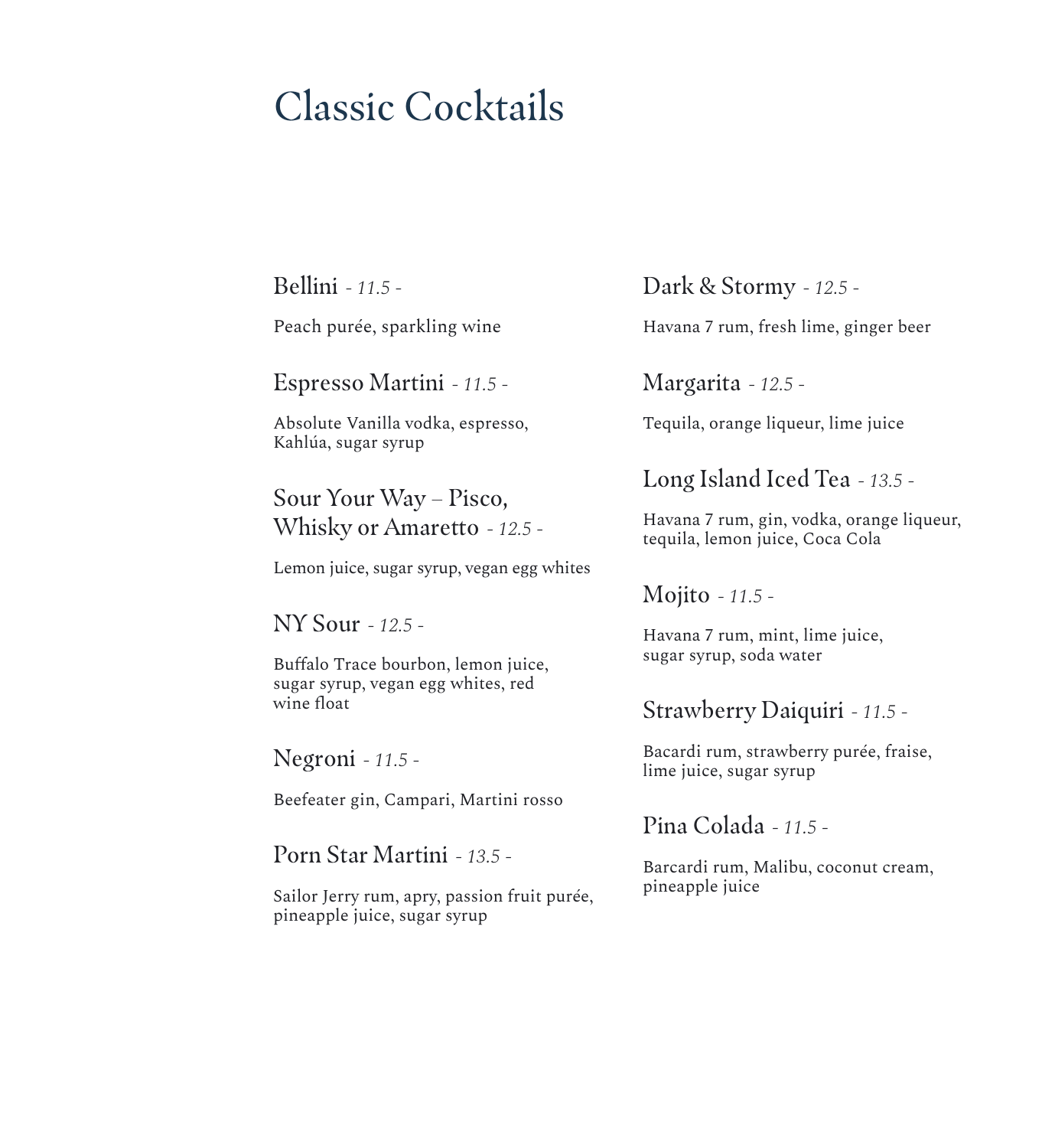# Classic Cocktails

## Bellini *- 11.5 -*

Peach purée, sparkling wine

## Espresso Martini *- 11.5 -*

Absolute Vanilla vodka, espresso, Kahlúa, sugar syrup

## Sour Your Way – Pisco, Whisky or Amaretto *- 12.5 -*

Lemon juice, sugar syrup, vegan egg whites

## NY Sour *- 12.5 -*

Buffalo Trace bourbon, lemon juice, sugar syrup, vegan egg whites, red wine float

## Negroni *- 11.5 -*

Beefeater gin, Campari, Martini rosso

## Porn Star Martini *- 13.5 -*

Sailor Jerry rum, apry, passion fruit purée, pineapple juice, sugar syrup

## Dark & Stormy *- 12.5 -*

Havana 7 rum, fresh lime, ginger beer

## Margarita *- 12.5 -*

Tequila, orange liqueur, lime juice

## Long Island Iced Tea *- 13.5 -*

Havana 7 rum, gin, vodka, orange liqueur, tequila, lemon juice, Coca Cola

## Mojito *- 11.5 -*

Havana 7 rum, mint, lime juice, sugar syrup, soda water

## Strawberry Daiquiri *- 11.5 -*

Bacardi rum, strawberry purée, fraise, lime juice, sugar syrup

## Pina Colada *- 11.5 -*

Barcardi rum, Malibu, coconut cream, pineapple juice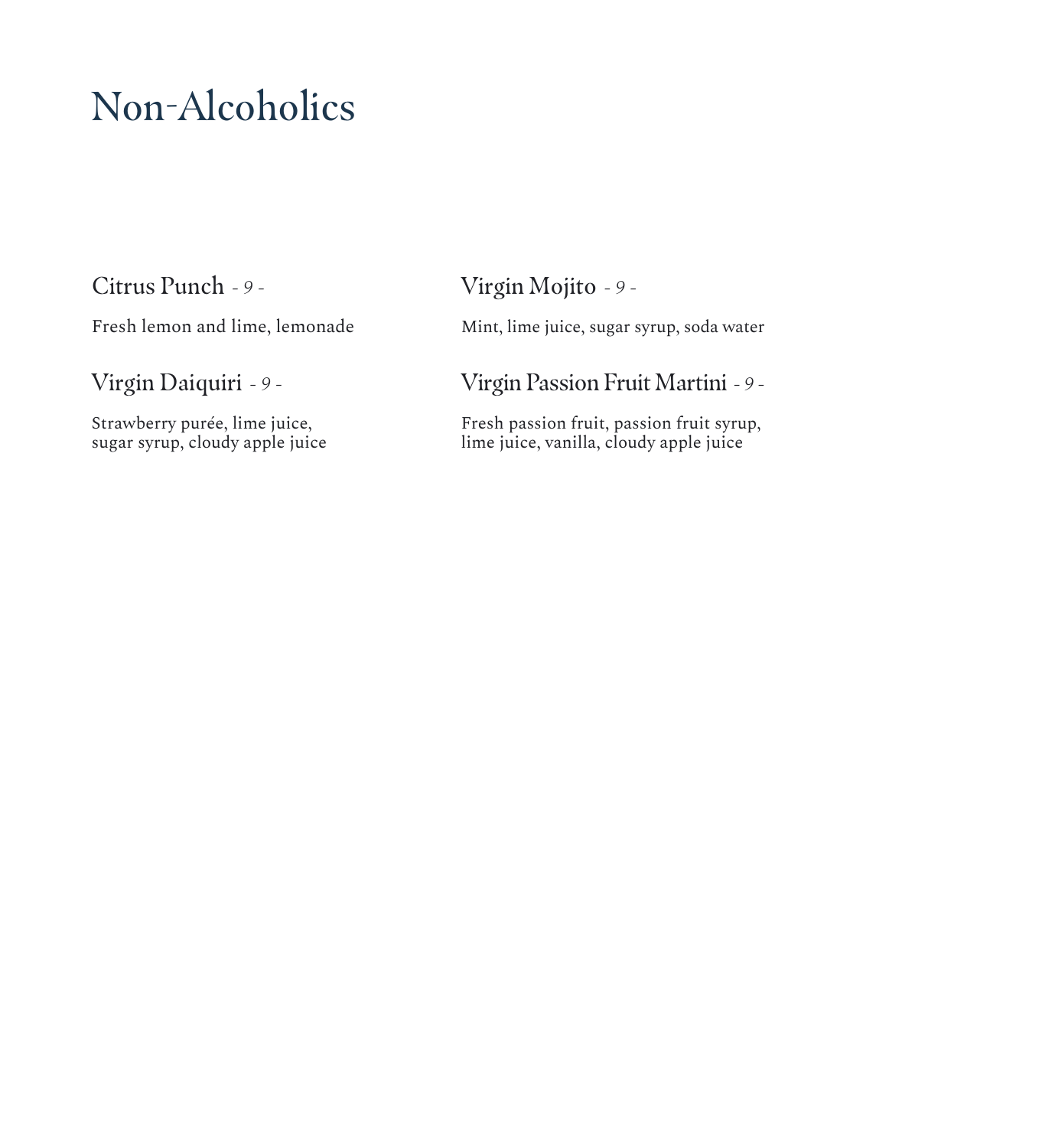# Non-Alcoholics

## Citrus Punch *- 9 -*

Fresh lemon and lime, lemonade

## Virgin Daiquiri *- 9 -*

Strawberry purée, lime juice, sugar syrup, cloudy apple juice

## Virgin Mojito *- 9 -*

Mint, lime juice, sugar syrup, soda water

## Virgin Passion Fruit Martini *- 9 -*

Fresh passion fruit, passion fruit syrup, lime juice, vanilla, cloudy apple juice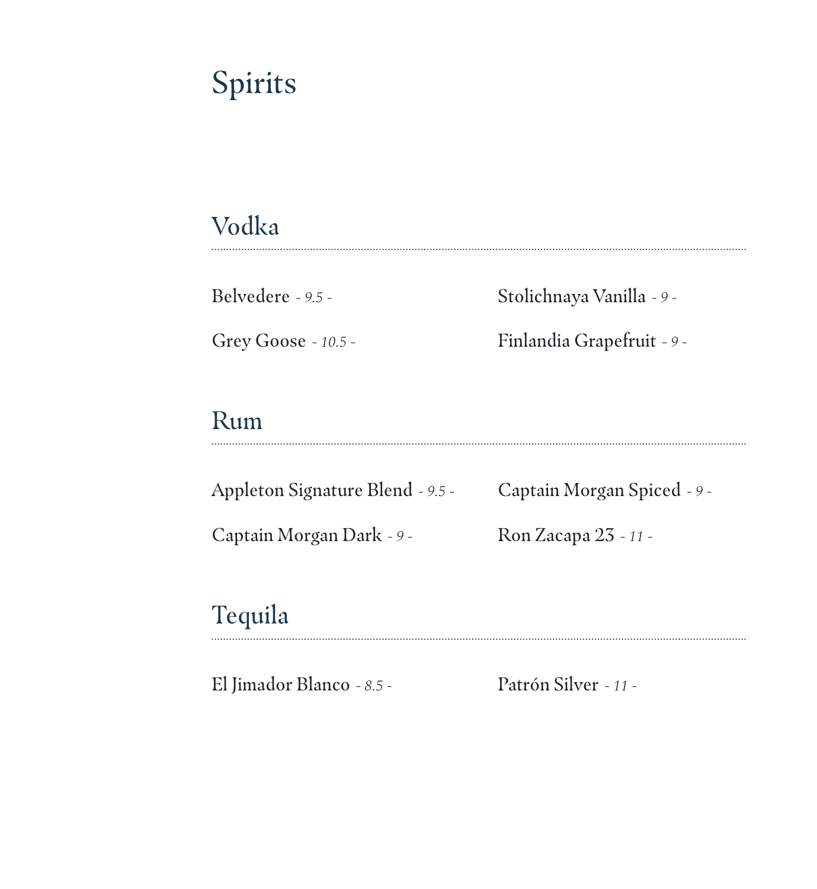# Spirits

## Vodka

Belvedere - *9.5* -

Grey Goose - *10.5* -

Stolichnaya Vanilla - *9* -

Finlandia Grapefruit - *9* -

## Rum

Appleton Signature Blend - *9.5* -

Captain Morgan Dark - *9* -

Captain Morgan Spiced - *9* -

Ron Zacapa 23 - *11* -

## Tequila

El Jimador Blanco - *8.5* -

Patrón Silver - *11* -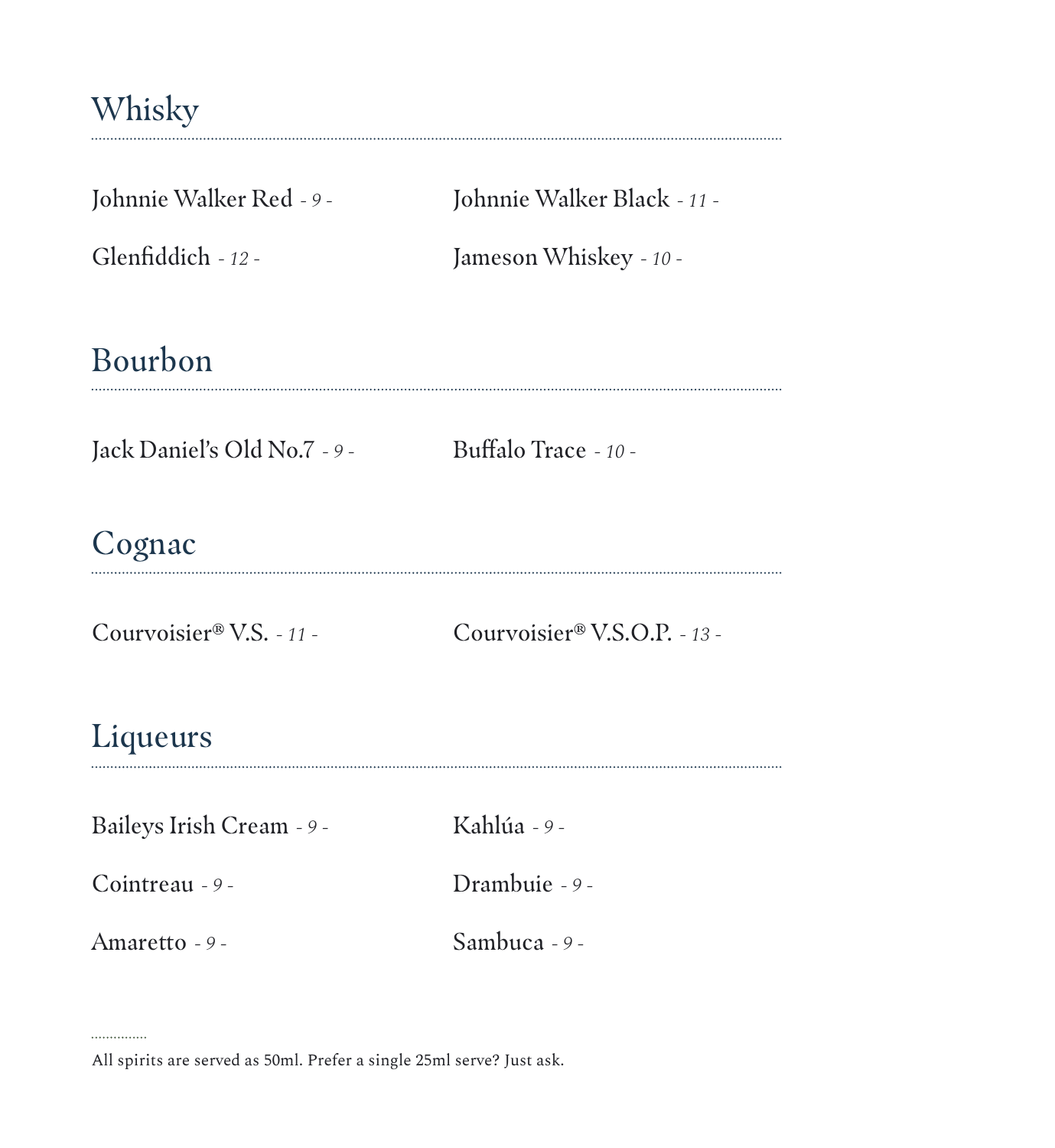## Whisky

Johnnie Walker Red *- 9 -*

Johnnie Walker Black *- 11 -*

Glenfiddich *- 12 -*

Jameson Whiskey *- 10 -*

## Bourbon

Jack Daniel's Old No.7 *- 9 -*

Buffalo Trace *- 10 -*

## Cognac

Courvoisier® V.S. *- 11 -*

Courvoisier® V.S.O.P. *- 13 -*

## Liqueurs

Baileys Irish Cream *- 9 -*

Kahlúa *- 9 -*

Cointreau *- 9 -*

Drambuie *- 9 -*

Amaretto *- 9 -*

Sambuca *- 9 -*

All spirits are served as 50ml. Prefer a single 25ml serve? Just ask.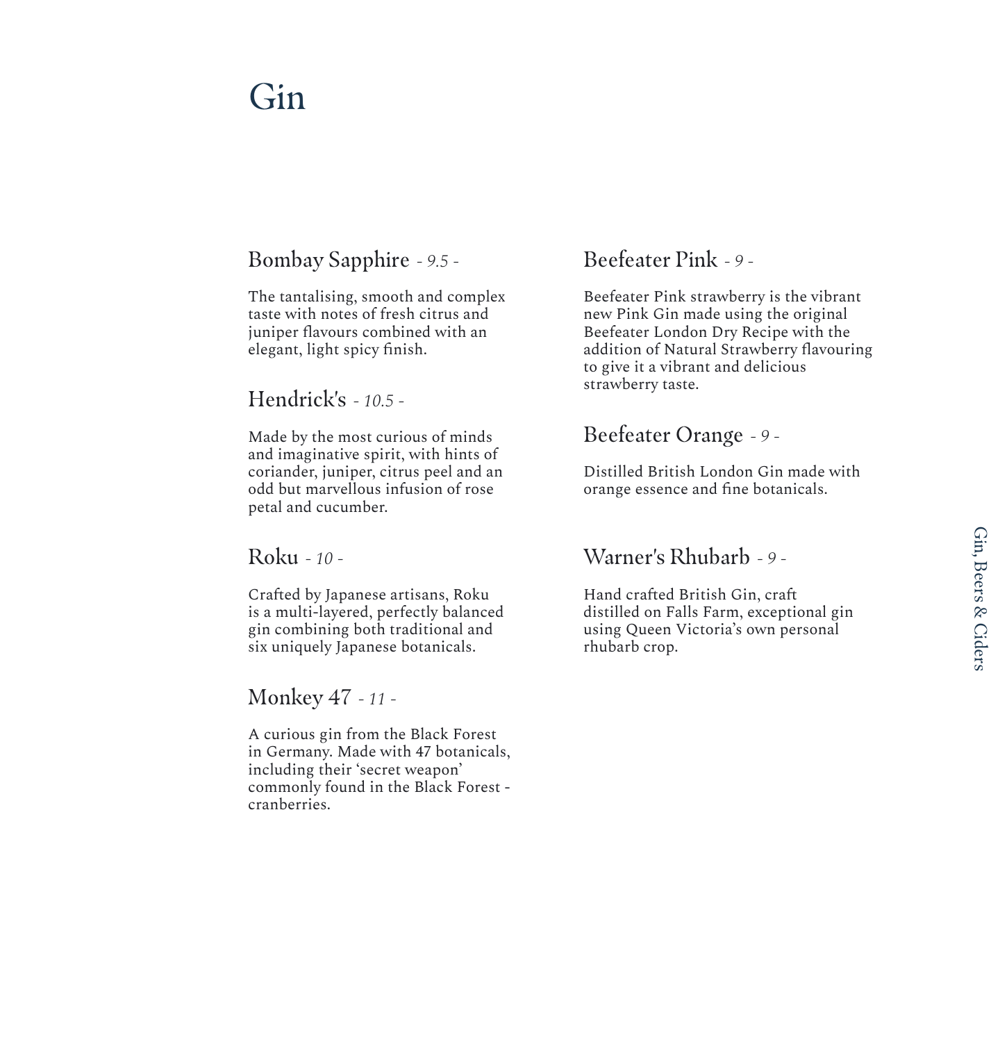# Gin

## Bombay Sapphire *- 9.5 -*

The tantalising, smooth and complex taste with notes of fresh citrus and juniper flavours combined with an elegant, light spicy finish.

## Hendrick's *- 10.5 -*

Made by the most curious of minds and imaginative spirit, with hints of coriander, juniper, citrus peel and an odd but marvellous infusion of rose petal and cucumber.

## Roku *- 10 -*

Crafted by Japanese artisans, Roku is a multi-layered, perfectly balanced gin combining both traditional and six uniquely Japanese botanicals.

## Monkey 47 *- 11 -*

A curious gin from the Black Forest in Germany. Made with 47 botanicals, including their 'secret weapon' commonly found in the Black Forest - cranberries.

## Beefeater Pink *- 9 -*

Beefeater Pink strawberry is the vibrant new Pink Gin made using the original Beefeater London Dry Recipe with the addition of Natural Strawberry flavouring to give it a vibrant and delicious strawberry taste.

## Beefeater Orange *- 9 -*

Distilled British London Gin made with orange essence and fine botanicals.

## Warner's Rhubarb *- 9 -*

Hand crafted British Gin, craft distilled on Falls Farm, exceptional gin using Queen Victoria's own personal rhubarb crop.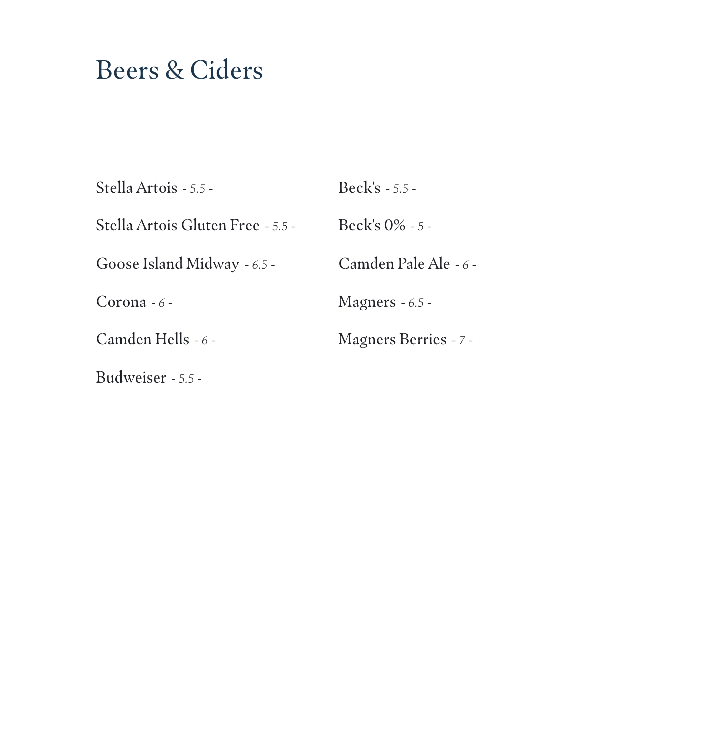# Beers & Ciders

Stella Artois *- 5.5 -*

Stella Artois Gluten Free *- 5.5 -*

Goose Island Midway *- 6.5 -*

Corona *- 6 -*

Camden Hells *- 6 -*

Budweiser *- 5.5 -*

Beck's *- 5.5 -*

Beck's 0% *- 5 -*

Camden Pale Ale *- 6 -*

Magners *- 6.5 -*

Magners Berries *- 7 -*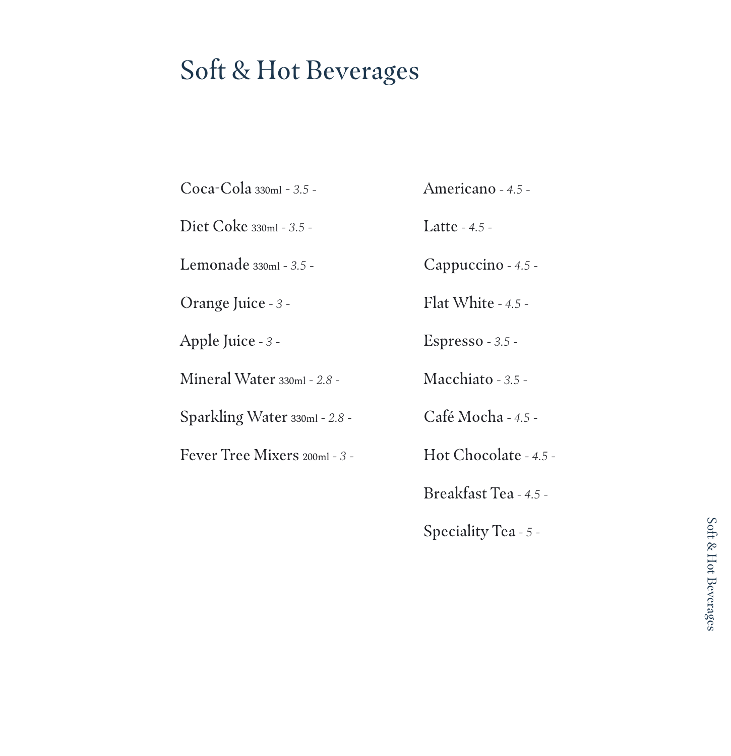# Soft & Hot Beverages

Coca-Cola 330ml - *3.5* -

Diet Coke 330ml - *3.5* -

Lemonade 330ml - *3.5* -

Orange Juice - *3* -

Apple Juice - *3* -

Mineral Water 330ml - *2.8* -

Sparkling Water 330ml - *2.8* -

Fever Tree Mixers 200ml - *3* -

Americano - *4.5* -

Latte - *4.5* -

Cappuccino - *4.5* -

Flat White - *4.5* -

Espresso - *3.5* -

Macchiato - *3.5* -

Café Mocha - *4.5* -

Hot Chocolate - *4.5* -

Breakfast Tea - *4.5* -

Speciality Tea - *5* -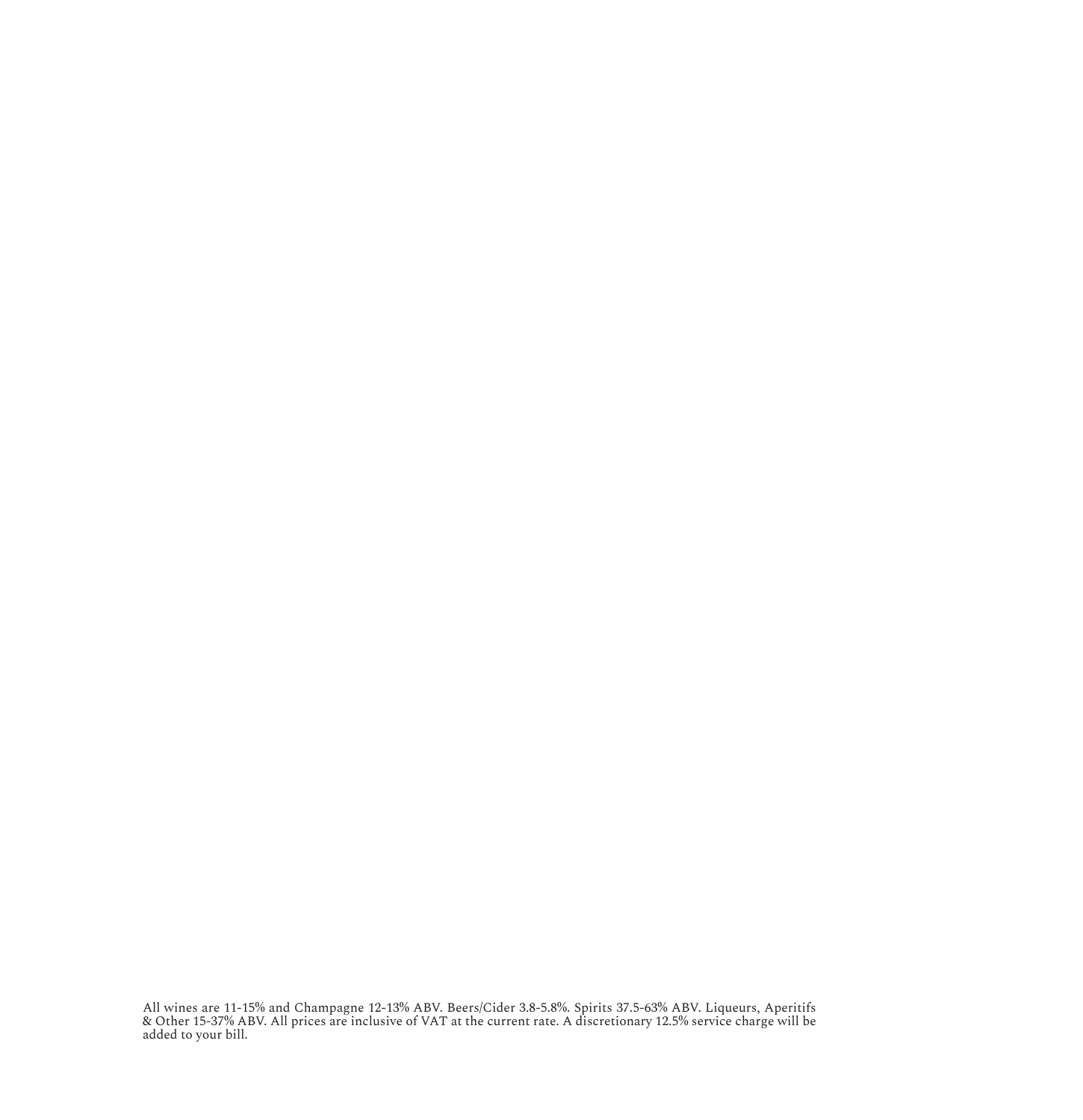All wines are 11-15% and Champagne 12-13% ABV. Beers/Cider 3.8-5.8%. Spirits 37.5-63% ABV. Liqueurs, Aperitifs & Other 15-37% ABV. All prices are inclusive of VAT at the current rate. A discretionary 12.5% service charge will be added to your bill.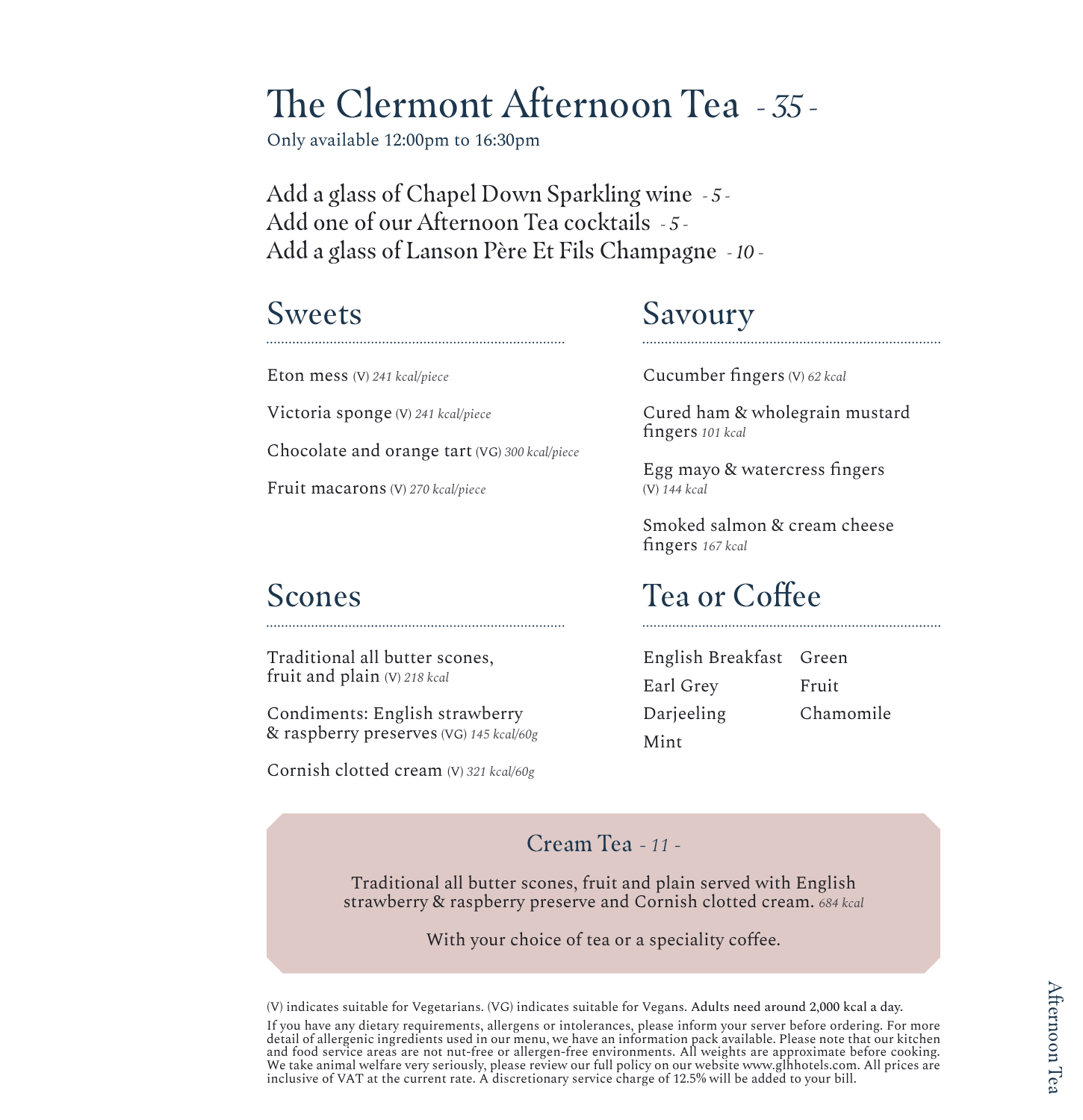# The Clermont Afternoon Tea *- 35 -*

Only available 12:00pm to 16:30pm

Add a glass of Chapel Down Sparkling wine *- 5 -*
Add one of our Afternoon Tea cocktails *- 5 -*
Add a glass of Lanson Père Et Fils Champagne *- 10 -*

## Sweets

Eton mess (V) *241 kcal/piece*

Victoria sponge (V) *241 kcal/piece*

Chocolate and orange tart (VG) *300 kcal/piece*

Fruit macarons (V) *270 kcal/piece*

## Savoury

Cucumber fingers (V) *62 kcal*

Cured ham & wholegrain mustard fingers *101 kcal*

Egg mayo & watercress fingers (V) *144 kcal*

Smoked salmon & cream cheese fingers *167 kcal*

## Scones

Traditional all butter scones, fruit and plain (V) *218 kcal*

Condiments: English strawberry & raspberry preserves (VG) *145 kcal/60g*

Cornish clotted cream (V) *321 kcal/60g*

## Tea or Coffee

English Breakfast
Earl Grey
Darjeeling
Mint
Green
Fruit
Chamomile

## Cream Tea *- 11 -*

Traditional all butter scones, fruit and plain served with English strawberry & raspberry preserve and Cornish clotted cream. *684 kcal*

With your choice of tea or a speciality coffee.

(V) indicates suitable for Vegetarians. (VG) indicates suitable for Vegans. **Adults need around 2,000 kcal a day.**

If you have any dietary requirements, allergens or intolerances, please inform your server before ordering. For more detail of allergenic ingredients used in our menu, we have an information pack available. Please note that our kitchen and food service areas are not nut-free or allergen-free environments. All weights are approximate before cooking. We take animal welfare very seriously, please review our full policy on our website www.glhhotels.com. All prices are inclusive of VAT at the current rate. A discretionary service charge of 12.5% will be added to your bill.